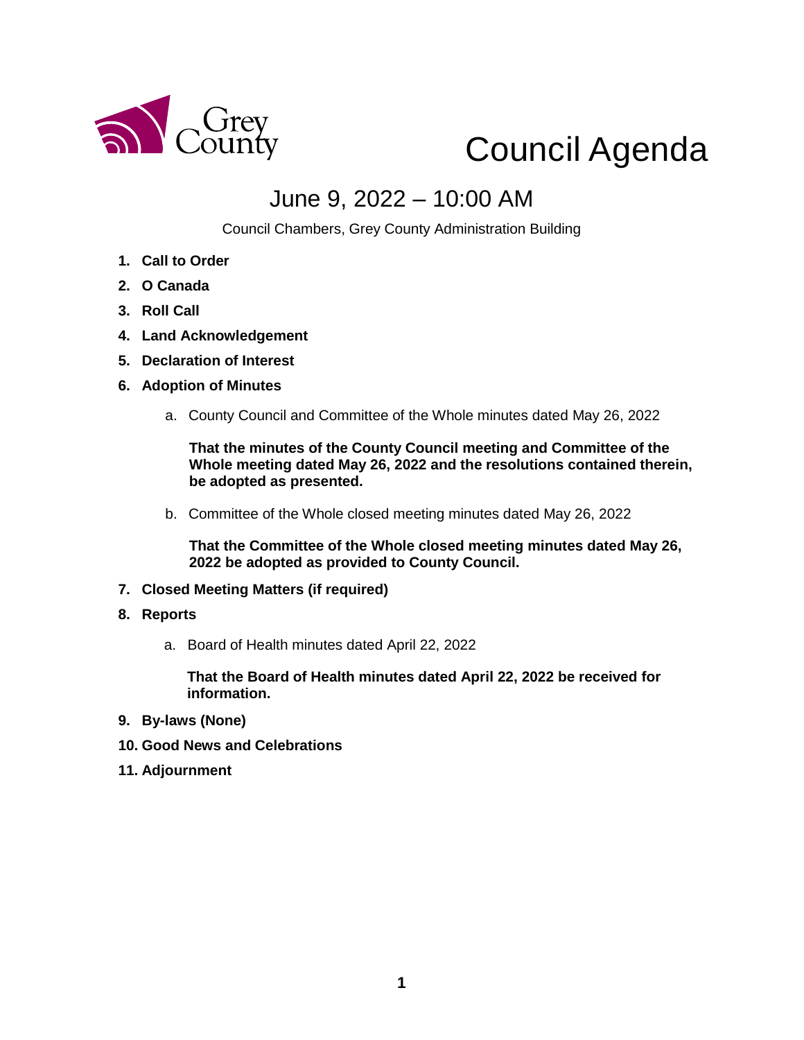Grey County

# Council Agenda

## June 9, 2022 – 10:00 AM

Council Chambers, Grey County Administration Building

1. **Call to Order**
2. **O Canada**
3. **Roll Call**
4. **Land Acknowledgement**
5. **Declaration of Interest**
6. **Adoption of Minutes**

   a. County Council and Committee of the Whole minutes dated May 26, 2022

      **That the minutes of the County Council meeting and Committee of the Whole meeting dated May 26, 2022 and the resolutions contained therein, be adopted as presented.**

   b. Committee of the Whole closed meeting minutes dated May 26, 2022

      **That the Committee of the Whole closed meeting minutes dated May 26, 2022 be adopted as provided to County Council.**

7. **Closed Meeting Matters (if required)**
8. **Reports**

   a. Board of Health minutes dated April 22, 2022

      **That the Board of Health minutes dated April 22, 2022 be received for information.**

9. **By-laws (None)**
10. **Good News and Celebrations**
11. **Adjournment**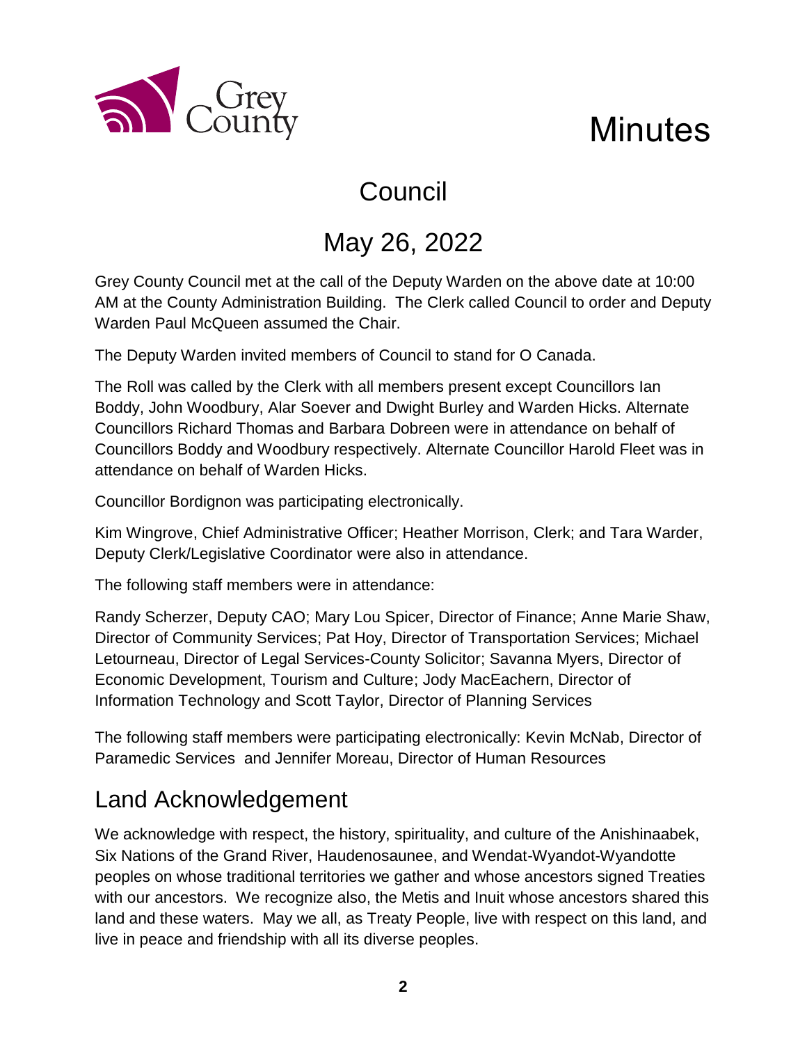# Minutes

## Council

## May 26, 2022

Grey County Council met at the call of the Deputy Warden on the above date at 10:00 AM at the County Administration Building. The Clerk called Council to order and Deputy Warden Paul McQueen assumed the Chair.

The Deputy Warden invited members of Council to stand for O Canada.

The Roll was called by the Clerk with all members present except Councillors Ian Boddy, John Woodbury, Alar Soever and Dwight Burley and Warden Hicks. Alternate Councillors Richard Thomas and Barbara Dobreen were in attendance on behalf of Councillors Boddy and Woodbury respectively. Alternate Councillor Harold Fleet was in attendance on behalf of Warden Hicks.

Councillor Bordignon was participating electronically.

Kim Wingrove, Chief Administrative Officer; Heather Morrison, Clerk; and Tara Warder, Deputy Clerk/Legislative Coordinator were also in attendance.

The following staff members were in attendance:

Randy Scherzer, Deputy CAO; Mary Lou Spicer, Director of Finance; Anne Marie Shaw, Director of Community Services; Pat Hoy, Director of Transportation Services; Michael Letourneau, Director of Legal Services-County Solicitor; Savanna Myers, Director of Economic Development, Tourism and Culture; Jody MacEachern, Director of Information Technology and Scott Taylor, Director of Planning Services

The following staff members were participating electronically: Kevin McNab, Director of Paramedic Services and Jennifer Moreau, Director of Human Resources

## Land Acknowledgement

We acknowledge with respect, the history, spirituality, and culture of the Anishinaabek, Six Nations of the Grand River, Haudenosaunee, and Wendat-Wyandot-Wyandotte peoples on whose traditional territories we gather and whose ancestors signed Treaties with our ancestors. We recognize also, the Metis and Inuit whose ancestors shared this land and these waters. May we all, as Treaty People, live with respect on this land, and live in peace and friendship with all its diverse peoples.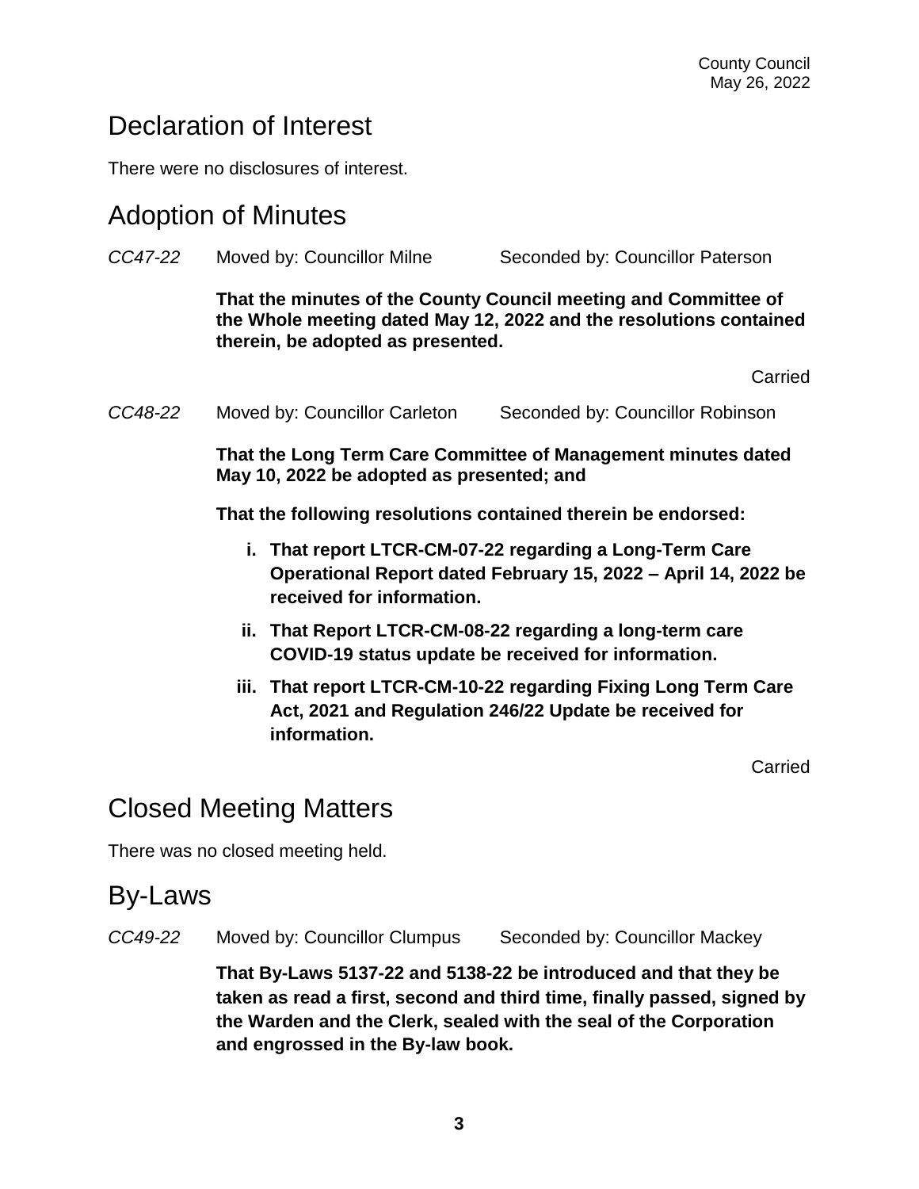## Declaration of Interest

There were no disclosures of interest.

## Adoption of Minutes

*CC47-22* Moved by: Councillor Milne Seconded by: Councillor Paterson

**That the minutes of the County Council meeting and Committee of the Whole meeting dated May 12, 2022 and the resolutions contained therein, be adopted as presented.**

Carried

*CC48-22* Moved by: Councillor Carleton Seconded by: Councillor Robinson

**That the Long Term Care Committee of Management minutes dated May 10, 2022 be adopted as presented; and**

**That the following resolutions contained therein be endorsed:**

i. **That report LTCR-CM-07-22 regarding a Long-Term Care Operational Report dated February 15, 2022 – April 14, 2022 be received for information.**

ii. **That Report LTCR-CM-08-22 regarding a long-term care COVID-19 status update be received for information.**

iii. **That report LTCR-CM-10-22 regarding Fixing Long Term Care Act, 2021 and Regulation 246/22 Update be received for information.**

Carried

## Closed Meeting Matters

There was no closed meeting held.

## By-Laws

*CC49-22* Moved by: Councillor Clumpus Seconded by: Councillor Mackey

**That By-Laws 5137-22 and 5138-22 be introduced and that they be taken as read a first, second and third time, finally passed, signed by the Warden and the Clerk, sealed with the seal of the Corporation and engrossed in the By-law book.**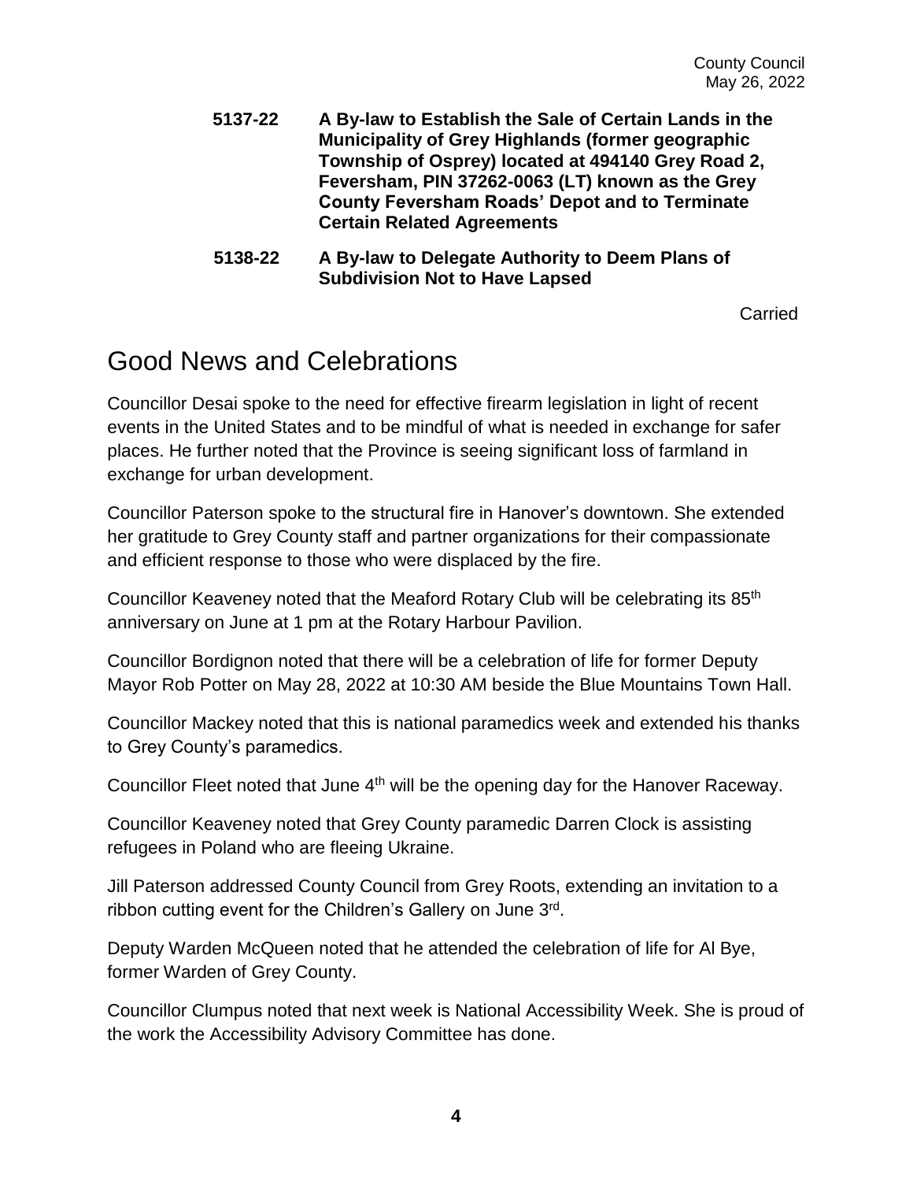**5137-22** **A By-law to Establish the Sale of Certain Lands in the Municipality of Grey Highlands (former geographic Township of Osprey) located at 494140 Grey Road 2, Feversham, PIN 37262-0063 (LT) known as the Grey County Feversham Roads' Depot and to Terminate Certain Related Agreements**

**5138-22** **A By-law to Delegate Authority to Deem Plans of Subdivision Not to Have Lapsed**

Carried

## Good News and Celebrations

Councillor Desai spoke to the need for effective firearm legislation in light of recent events in the United States and to be mindful of what is needed in exchange for safer places. He further noted that the Province is seeing significant loss of farmland in exchange for urban development.

Councillor Paterson spoke to the structural fire in Hanover's downtown. She extended her gratitude to Grey County staff and partner organizations for their compassionate and efficient response to those who were displaced by the fire.

Councillor Keaveney noted that the Meaford Rotary Club will be celebrating its 85th anniversary on June at 1 pm at the Rotary Harbour Pavilion.

Councillor Bordignon noted that there will be a celebration of life for former Deputy Mayor Rob Potter on May 28, 2022 at 10:30 AM beside the Blue Mountains Town Hall.

Councillor Mackey noted that this is national paramedics week and extended his thanks to Grey County's paramedics.

Councillor Fleet noted that June 4th will be the opening day for the Hanover Raceway.

Councillor Keaveney noted that Grey County paramedic Darren Clock is assisting refugees in Poland who are fleeing Ukraine.

Jill Paterson addressed County Council from Grey Roots, extending an invitation to a ribbon cutting event for the Children's Gallery on June 3rd.

Deputy Warden McQueen noted that he attended the celebration of life for Al Bye, former Warden of Grey County.

Councillor Clumpus noted that next week is National Accessibility Week. She is proud of the work the Accessibility Advisory Committee has done.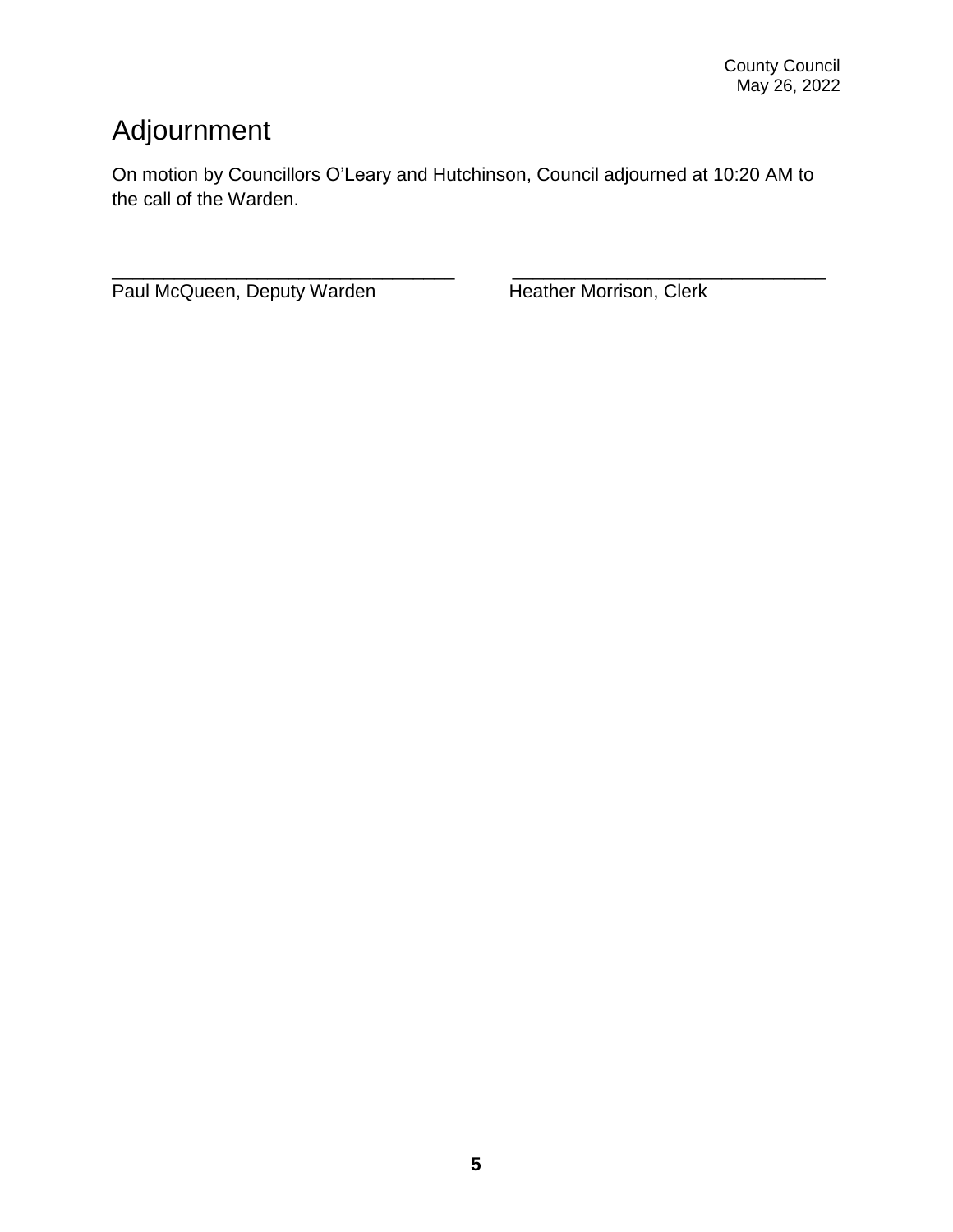# Adjournment

On motion by Councillors O'Leary and Hutchinson, Council adjourned at 10:20 AM to the call of the Warden.

\_\_\_\_\_\_\_\_\_\_\_\_\_\_\_\_\_\_\_\_\_\_\_\_\_\_\_\_\_\_\_\_\_\_\_\_
Paul McQueen, Deputy Warden

\_\_\_\_\_\_\_\_\_\_\_\_\_\_\_\_\_\_\_\_\_\_\_\_\_\_\_\_\_\_\_\_\_\_\_\_
Heather Morrison, Clerk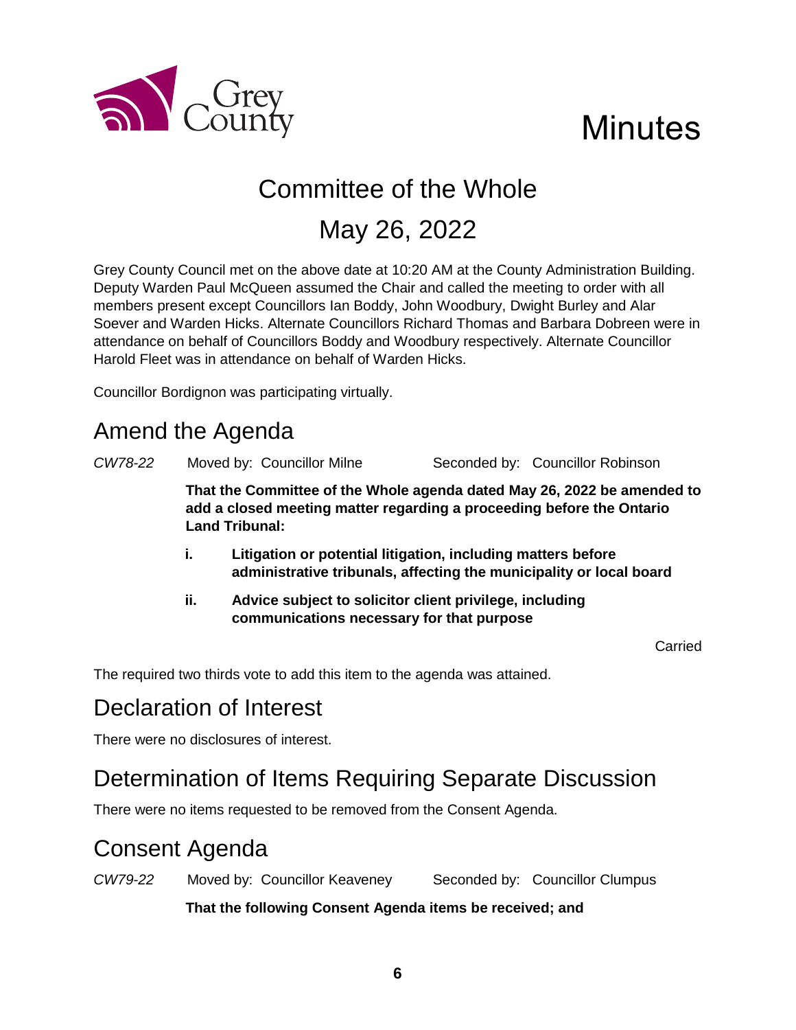Minutes

# Committee of the Whole

# May 26, 2022

Grey County Council met on the above date at 10:20 AM at the County Administration Building. Deputy Warden Paul McQueen assumed the Chair and called the meeting to order with all members present except Councillors Ian Boddy, John Woodbury, Dwight Burley and Alar Soever and Warden Hicks. Alternate Councillors Richard Thomas and Barbara Dobreen were in attendance on behalf of Councillors Boddy and Woodbury respectively. Alternate Councillor Harold Fleet was in attendance on behalf of Warden Hicks.

Councillor Bordignon was participating virtually.

## Amend the Agenda

*CW78-22* Moved by: Councillor Milne Seconded by: Councillor Robinson

**That the Committee of the Whole agenda dated May 26, 2022 be amended to add a closed meeting matter regarding a proceeding before the Ontario Land Tribunal:**

**i. Litigation or potential litigation, including matters before administrative tribunals, affecting the municipality or local board**

**ii. Advice subject to solicitor client privilege, including communications necessary for that purpose**

Carried

The required two thirds vote to add this item to the agenda was attained.

## Declaration of Interest

There were no disclosures of interest.

## Determination of Items Requiring Separate Discussion

There were no items requested to be removed from the Consent Agenda.

## Consent Agenda

*CW79-22* Moved by: Councillor Keaveney Seconded by: Councillor Clumpus

**That the following Consent Agenda items be received; and**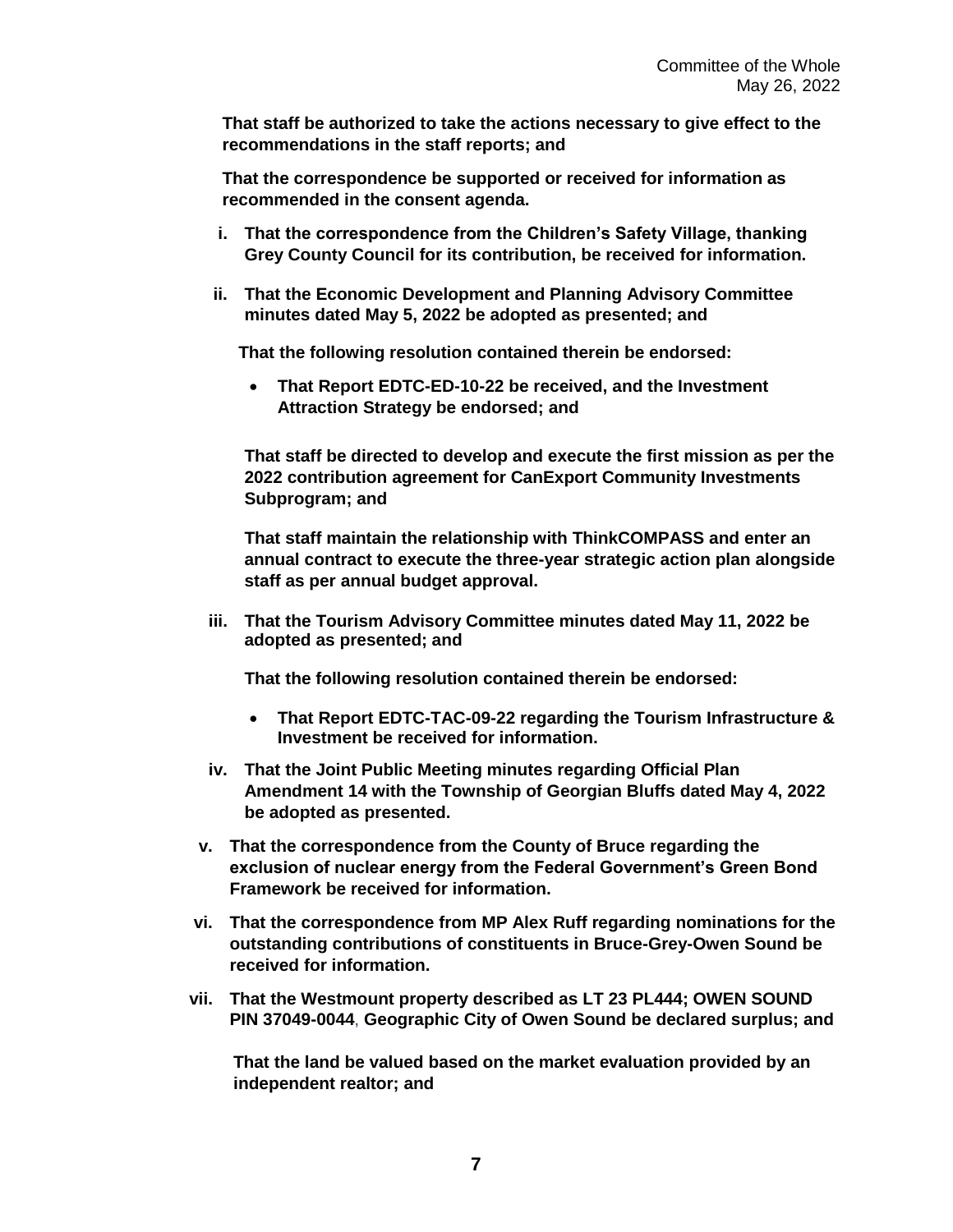**That staff be authorized to take the actions necessary to give effect to the recommendations in the staff reports; and**

**That the correspondence be supported or received for information as recommended in the consent agenda.**

i. **That the correspondence from the Children's Safety Village, thanking Grey County Council for its contribution, be received for information.**

ii. **That the Economic Development and Planning Advisory Committee minutes dated May 5, 2022 be adopted as presented; and**

   **That the following resolution contained therein be endorsed:**

   - **That Report EDTC-ED-10-22 be received, and the Investment Attraction Strategy be endorsed; and**

   **That staff be directed to develop and execute the first mission as per the 2022 contribution agreement for CanExport Community Investments Subprogram; and**

   **That staff maintain the relationship with ThinkCOMPASS and enter an annual contract to execute the three-year strategic action plan alongside staff as per annual budget approval.**

iii. **That the Tourism Advisory Committee minutes dated May 11, 2022 be adopted as presented; and**

   **That the following resolution contained therein be endorsed:**

   - **That Report EDTC-TAC-09-22 regarding the Tourism Infrastructure & Investment be received for information.**

iv. **That the Joint Public Meeting minutes regarding Official Plan Amendment 14 with the Township of Georgian Bluffs dated May 4, 2022 be adopted as presented.**

v. **That the correspondence from the County of Bruce regarding the exclusion of nuclear energy from the Federal Government's Green Bond Framework be received for information.**

vi. **That the correspondence from MP Alex Ruff regarding nominations for the outstanding contributions of constituents in Bruce-Grey-Owen Sound be received for information.**

vii. **That the Westmount property described as LT 23 PL444; OWEN SOUND PIN 37049-0044, Geographic City of Owen Sound be declared surplus; and**

   **That the land be valued based on the market evaluation provided by an independent realtor; and**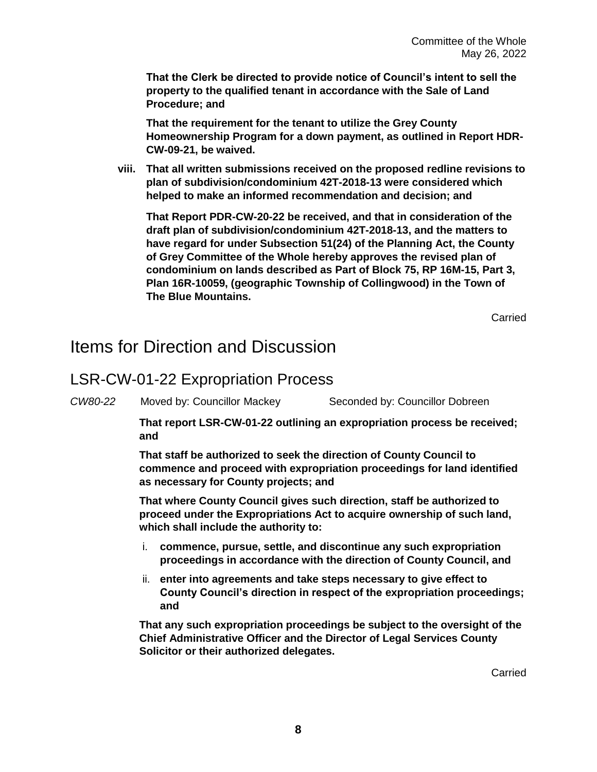**That the Clerk be directed to provide notice of Council's intent to sell the property to the qualified tenant in accordance with the Sale of Land Procedure; and**

**That the requirement for the tenant to utilize the Grey County Homeownership Program for a down payment, as outlined in Report HDR-CW-09-21, be waived.**

**viii. That all written submissions received on the proposed redline revisions to plan of subdivision/condominium 42T-2018-13 were considered which helped to make an informed recommendation and decision; and**

**That Report PDR-CW-20-22 be received, and that in consideration of the draft plan of subdivision/condominium 42T-2018-13, and the matters to have regard for under Subsection 51(24) of the Planning Act, the County of Grey Committee of the Whole hereby approves the revised plan of condominium on lands described as Part of Block 75, RP 16M-15, Part 3, Plan 16R-10059, (geographic Township of Collingwood) in the Town of The Blue Mountains.**

Carried

# Items for Direction and Discussion

## LSR-CW-01-22 Expropriation Process

*CW80-22* Moved by: Councillor Mackey Seconded by: Councillor Dobreen

**That report LSR-CW-01-22 outlining an expropriation process be received; and**

**That staff be authorized to seek the direction of County Council to commence and proceed with expropriation proceedings for land identified as necessary for County projects; and**

**That where County Council gives such direction, staff be authorized to proceed under the Expropriations Act to acquire ownership of such land, which shall include the authority to:**

i. **commence, pursue, settle, and discontinue any such expropriation proceedings in accordance with the direction of County Council, and**
ii. **enter into agreements and take steps necessary to give effect to County Council's direction in respect of the expropriation proceedings; and**

**That any such expropriation proceedings be subject to the oversight of the Chief Administrative Officer and the Director of Legal Services County Solicitor or their authorized delegates.**

Carried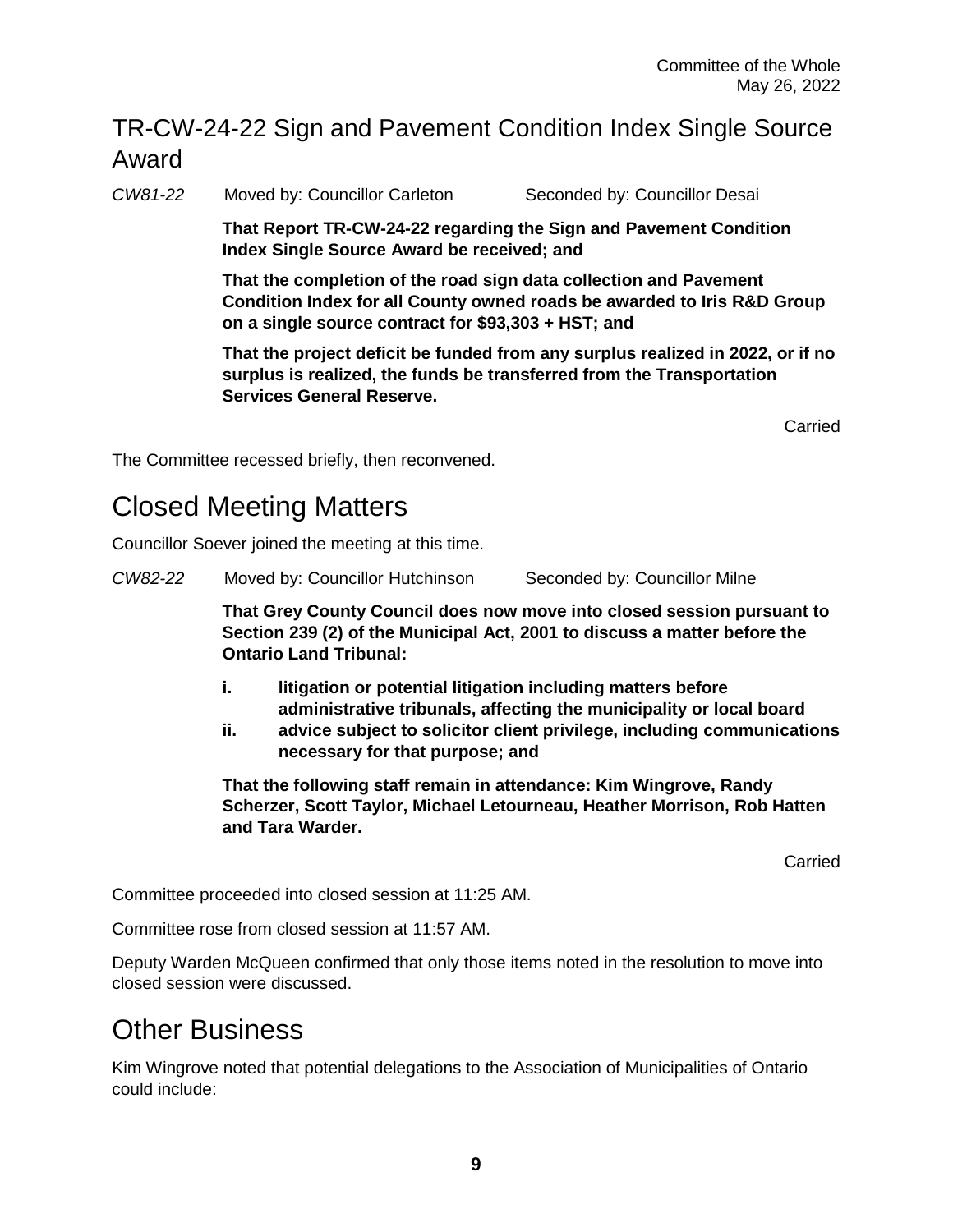## TR-CW-24-22 Sign and Pavement Condition Index Single Source Award

*CW81-22* Moved by: Councillor Carleton Seconded by: Councillor Desai

**That Report TR-CW-24-22 regarding the Sign and Pavement Condition Index Single Source Award be received; and**

**That the completion of the road sign data collection and Pavement Condition Index for all County owned roads be awarded to Iris R&D Group on a single source contract for $93,303 + HST; and**

**That the project deficit be funded from any surplus realized in 2022, or if no surplus is realized, the funds be transferred from the Transportation Services General Reserve.**

Carried

The Committee recessed briefly, then reconvened.

# Closed Meeting Matters

Councillor Soever joined the meeting at this time.

*CW82-22* Moved by: Councillor Hutchinson Seconded by: Councillor Milne

**That Grey County Council does now move into closed session pursuant to Section 239 (2) of the Municipal Act, 2001 to discuss a matter before the Ontario Land Tribunal:**

**i. litigation or potential litigation including matters before administrative tribunals, affecting the municipality or local board**

**ii. advice subject to solicitor client privilege, including communications necessary for that purpose; and**

**That the following staff remain in attendance: Kim Wingrove, Randy Scherzer, Scott Taylor, Michael Letourneau, Heather Morrison, Rob Hatten and Tara Warder.**

Carried

Committee proceeded into closed session at 11:25 AM.

Committee rose from closed session at 11:57 AM.

Deputy Warden McQueen confirmed that only those items noted in the resolution to move into closed session were discussed.

# Other Business

Kim Wingrove noted that potential delegations to the Association of Municipalities of Ontario could include: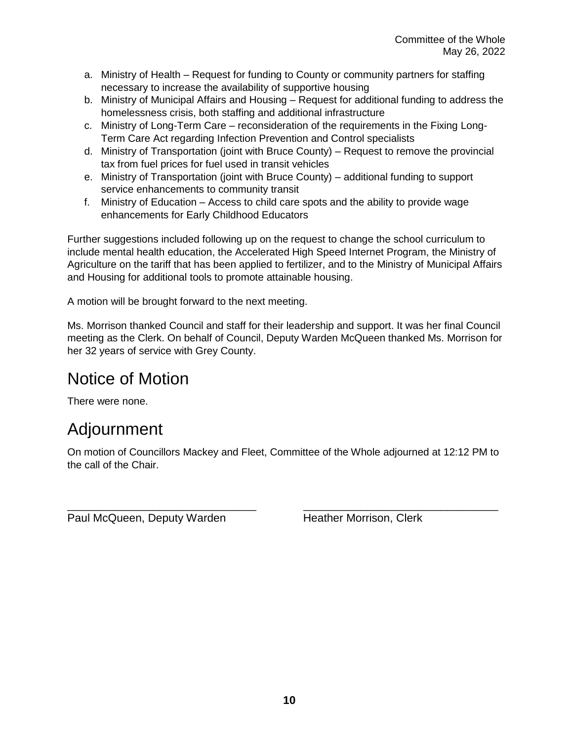a. Ministry of Health – Request for funding to County or community partners for staffing necessary to increase the availability of supportive housing
b. Ministry of Municipal Affairs and Housing – Request for additional funding to address the homelessness crisis, both staffing and additional infrastructure
c. Ministry of Long-Term Care – reconsideration of the requirements in the Fixing Long-Term Care Act regarding Infection Prevention and Control specialists
d. Ministry of Transportation (joint with Bruce County) – Request to remove the provincial tax from fuel prices for fuel used in transit vehicles
e. Ministry of Transportation (joint with Bruce County) – additional funding to support service enhancements to community transit
f. Ministry of Education – Access to child care spots and the ability to provide wage enhancements for Early Childhood Educators

Further suggestions included following up on the request to change the school curriculum to include mental health education, the Accelerated High Speed Internet Program, the Ministry of Agriculture on the tariff that has been applied to fertilizer, and to the Ministry of Municipal Affairs and Housing for additional tools to promote attainable housing.

A motion will be brought forward to the next meeting.

Ms. Morrison thanked Council and staff for their leadership and support. It was her final Council meeting as the Clerk. On behalf of Council, Deputy Warden McQueen thanked Ms. Morrison for her 32 years of service with Grey County.

# Notice of Motion

There were none.

# Adjournment

On motion of Councillors Mackey and Fleet, Committee of the Whole adjourned at 12:12 PM to the call of the Chair.

_______________________________ _______________________________

Paul McQueen, Deputy Warden Heather Morrison, Clerk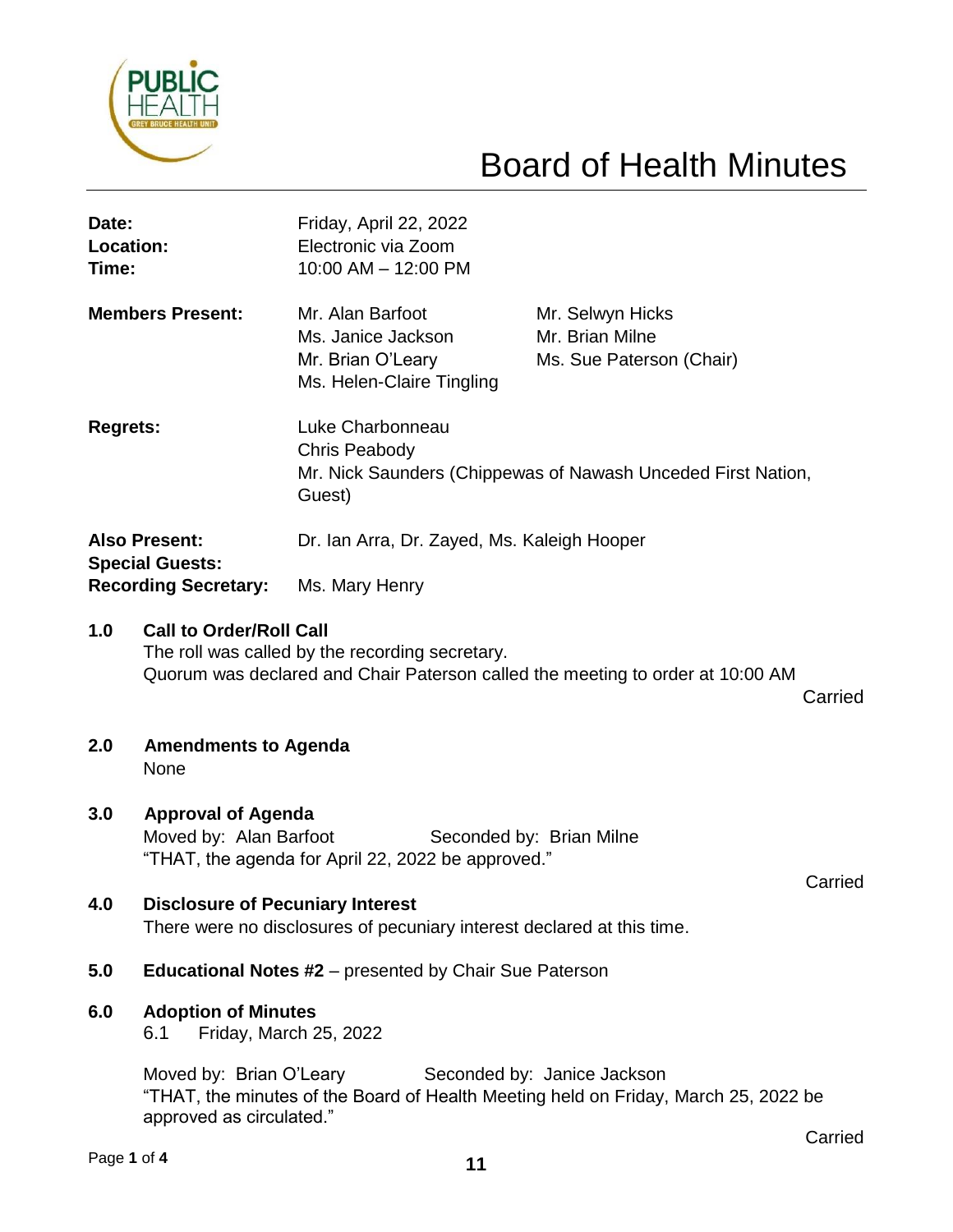# Board of Health Minutes

| | | |
|---|---|---|
| **Date:** | Friday, April 22, 2022 | |
| **Location:** | Electronic via Zoom | |
| **Time:** | 10:00 AM – 12:00 PM | |
| **Members Present:** | Mr. Alan Barfoot<br>Ms. Janice Jackson<br>Mr. Brian O'Leary<br>Ms. Helen-Claire Tingling | Mr. Selwyn Hicks<br>Mr. Brian Milne<br>Ms. Sue Paterson (Chair) |
| **Regrets:** | Luke Charbonneau<br>Chris Peabody<br>Mr. Nick Saunders (Chippewas of Nawash Unceded First Nation, Guest) | |
| **Also Present:** | Dr. Ian Arra, Dr. Zayed, Ms. Kaleigh Hooper | |
| **Special Guests:** | | |
| **Recording Secretary:** | Ms. Mary Henry | |

## 1.0 Call to Order/Roll Call

The roll was called by the recording secretary.
Quorum was declared and Chair Paterson called the meeting to order at 10:00 AM

Carried

## 2.0 Amendments to Agenda

None

## 3.0 Approval of Agenda

Moved by: Alan Barfoot Seconded by: Brian Milne
"THAT, the agenda for April 22, 2022 be approved."

Carried

## 4.0 Disclosure of Pecuniary Interest

There were no disclosures of pecuniary interest declared at this time.

## 5.0 Educational Notes #2 – presented by Chair Sue Paterson

## 6.0 Adoption of Minutes

6.1 Friday, March 25, 2022

Moved by: Brian O'Leary Seconded by: Janice Jackson
"THAT, the minutes of the Board of Health Meeting held on Friday, March 25, 2022 be approved as circulated."

Carried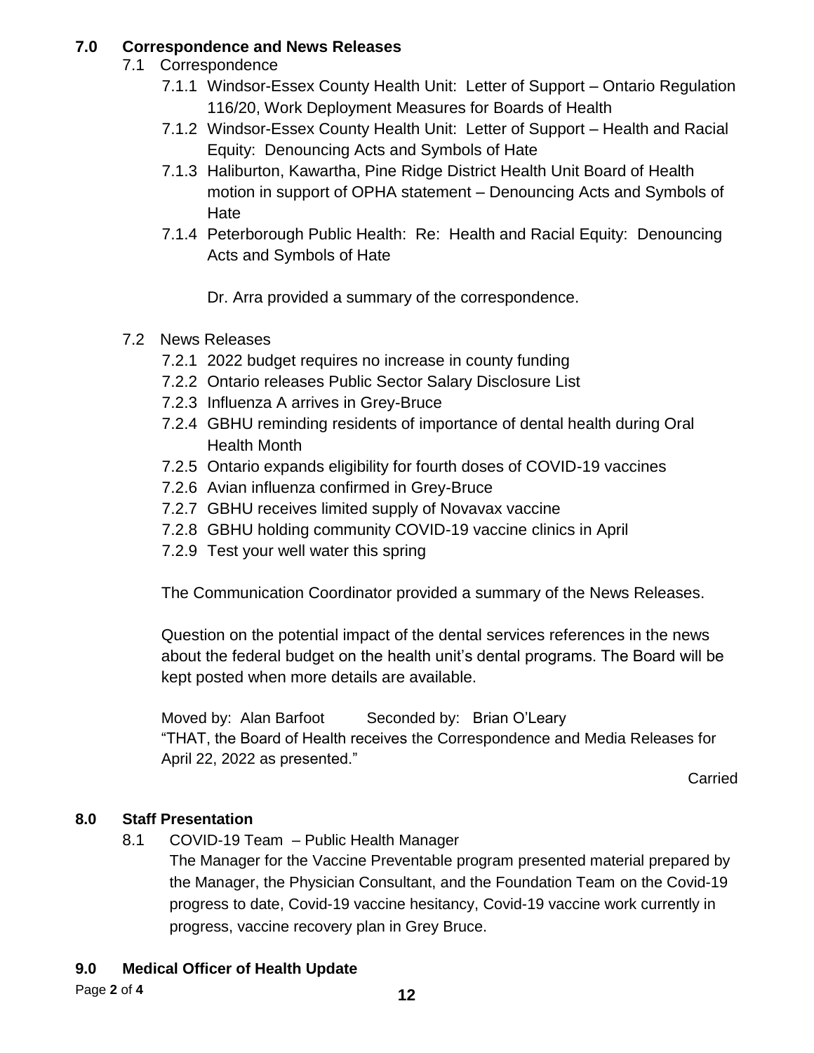## 7.0 Correspondence and News Releases

7.1 Correspondence

- 7.1.1 Windsor-Essex County Health Unit: Letter of Support – Ontario Regulation 116/20, Work Deployment Measures for Boards of Health
- 7.1.2 Windsor-Essex County Health Unit: Letter of Support – Health and Racial Equity: Denouncing Acts and Symbols of Hate
- 7.1.3 Haliburton, Kawartha, Pine Ridge District Health Unit Board of Health motion in support of OPHA statement – Denouncing Acts and Symbols of Hate
- 7.1.4 Peterborough Public Health: Re: Health and Racial Equity: Denouncing Acts and Symbols of Hate

Dr. Arra provided a summary of the correspondence.

7.2 News Releases

- 7.2.1 2022 budget requires no increase in county funding
- 7.2.2 Ontario releases Public Sector Salary Disclosure List
- 7.2.3 Influenza A arrives in Grey-Bruce
- 7.2.4 GBHU reminding residents of importance of dental health during Oral Health Month
- 7.2.5 Ontario expands eligibility for fourth doses of COVID-19 vaccines
- 7.2.6 Avian influenza confirmed in Grey-Bruce
- 7.2.7 GBHU receives limited supply of Novavax vaccine
- 7.2.8 GBHU holding community COVID-19 vaccine clinics in April
- 7.2.9 Test your well water this spring

The Communication Coordinator provided a summary of the News Releases.

Question on the potential impact of the dental services references in the news about the federal budget on the health unit's dental programs. The Board will be kept posted when more details are available.

Moved by: Alan Barfoot Seconded by: Brian O'Leary
"THAT, the Board of Health receives the Correspondence and Media Releases for April 22, 2022 as presented."

Carried

## 8.0 Staff Presentation

8.1 COVID-19 Team – Public Health Manager

The Manager for the Vaccine Preventable program presented material prepared by the Manager, the Physician Consultant, and the Foundation Team on the Covid-19 progress to date, Covid-19 vaccine hesitancy, Covid-19 vaccine work currently in progress, vaccine recovery plan in Grey Bruce.

## 9.0 Medical Officer of Health Update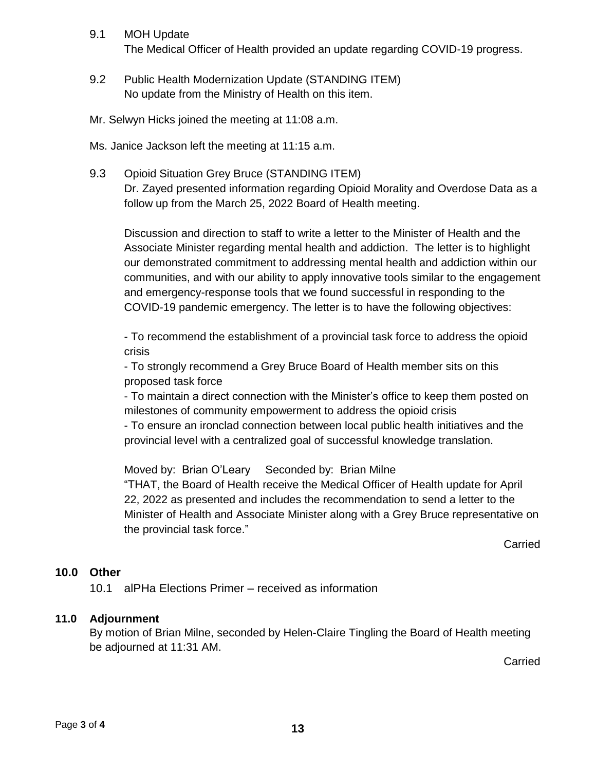9.1 MOH Update
The Medical Officer of Health provided an update regarding COVID-19 progress.

9.2 Public Health Modernization Update (STANDING ITEM)
No update from the Ministry of Health on this item.

Mr. Selwyn Hicks joined the meeting at 11:08 a.m.

Ms. Janice Jackson left the meeting at 11:15 a.m.

9.3 Opioid Situation Grey Bruce (STANDING ITEM)
Dr. Zayed presented information regarding Opioid Morality and Overdose Data as a follow up from the March 25, 2022 Board of Health meeting.

Discussion and direction to staff to write a letter to the Minister of Health and the Associate Minister regarding mental health and addiction. The letter is to highlight our demonstrated commitment to addressing mental health and addiction within our communities, and with our ability to apply innovative tools similar to the engagement and emergency-response tools that we found successful in responding to the COVID-19 pandemic emergency. The letter is to have the following objectives:

- To recommend the establishment of a provincial task force to address the opioid crisis
- To strongly recommend a Grey Bruce Board of Health member sits on this proposed task force
- To maintain a direct connection with the Minister's office to keep them posted on milestones of community empowerment to address the opioid crisis
- To ensure an ironclad connection between local public health initiatives and the provincial level with a centralized goal of successful knowledge translation.

Moved by: Brian O'Leary Seconded by: Brian Milne
"THAT, the Board of Health receive the Medical Officer of Health update for April 22, 2022 as presented and includes the recommendation to send a letter to the Minister of Health and Associate Minister along with a Grey Bruce representative on the provincial task force."

Carried

## 10.0 Other

10.1 alPHa Elections Primer – received as information

## 11.0 Adjournment

By motion of Brian Milne, seconded by Helen-Claire Tingling the Board of Health meeting be adjourned at 11:31 AM.

Carried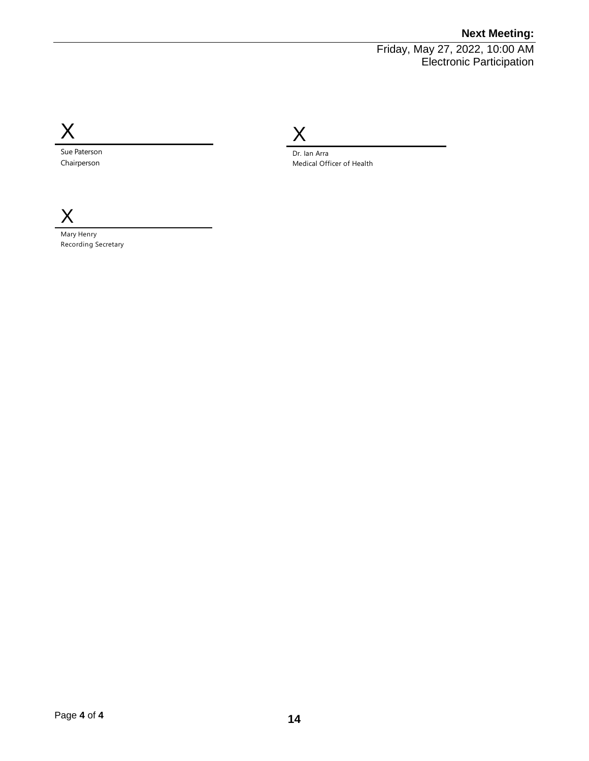**Next Meeting:**

Friday, May 27, 2022, 10:00 AM
Electronic Participation

X
______________________
Sue Paterson
Chairperson

X
______________________
Dr. Ian Arra
Medical Officer of Health

X
______________________
Mary Henry
Recording Secretary